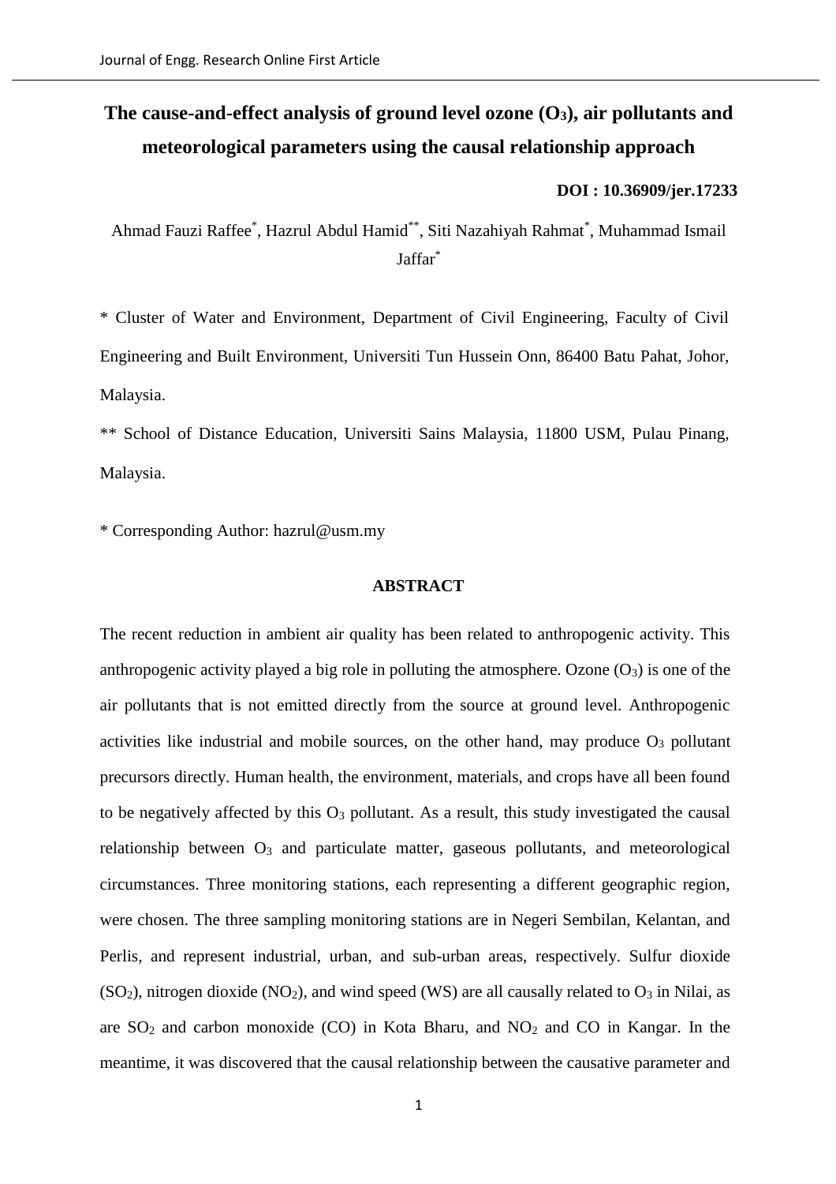# The cause-and-effect analysis of ground level ozone ($O_3$), air pollutants and meteorological parameters using the causal relationship approach

**DOI : 10.36909/jer.17233**

Ahmad Fauzi Raffee[*], Hazrul Abdul Hamid[**], Siti Nazahiyah Rahmat[*], Muhammad Ismail Jaffar[*]

* Cluster of Water and Environment, Department of Civil Engineering, Faculty of Civil Engineering and Built Environment, Universiti Tun Hussein Onn, 86400 Batu Pahat, Johor, Malaysia.

** School of Distance Education, Universiti Sains Malaysia, 11800 USM, Pulau Pinang, Malaysia.

* Corresponding Author: hazrul@usm.my

## ABSTRACT

The recent reduction in ambient air quality has been related to anthropogenic activity. This anthropogenic activity played a big role in polluting the atmosphere. Ozone ($O_3$) is one of the air pollutants that is not emitted directly from the source at ground level. Anthropogenic activities like industrial and mobile sources, on the other hand, may produce $O_3$ pollutant precursors directly. Human health, the environment, materials, and crops have all been found to be negatively affected by this $O_3$ pollutant. As a result, this study investigated the causal relationship between $O_3$ and particulate matter, gaseous pollutants, and meteorological circumstances. Three monitoring stations, each representing a different geographic region, were chosen. The three sampling monitoring stations are in Negeri Sembilan, Kelantan, and Perlis, and represent industrial, urban, and sub-urban areas, respectively. Sulfur dioxide ($SO_2$), nitrogen dioxide ($NO_2$), and wind speed (WS) are all causally related to $O_3$ in Nilai, as are $SO_2$ and carbon monoxide (CO) in Kota Bharu, and $NO_2$ and CO in Kangar. In the meantime, it was discovered that the causal relationship between the causative parameter and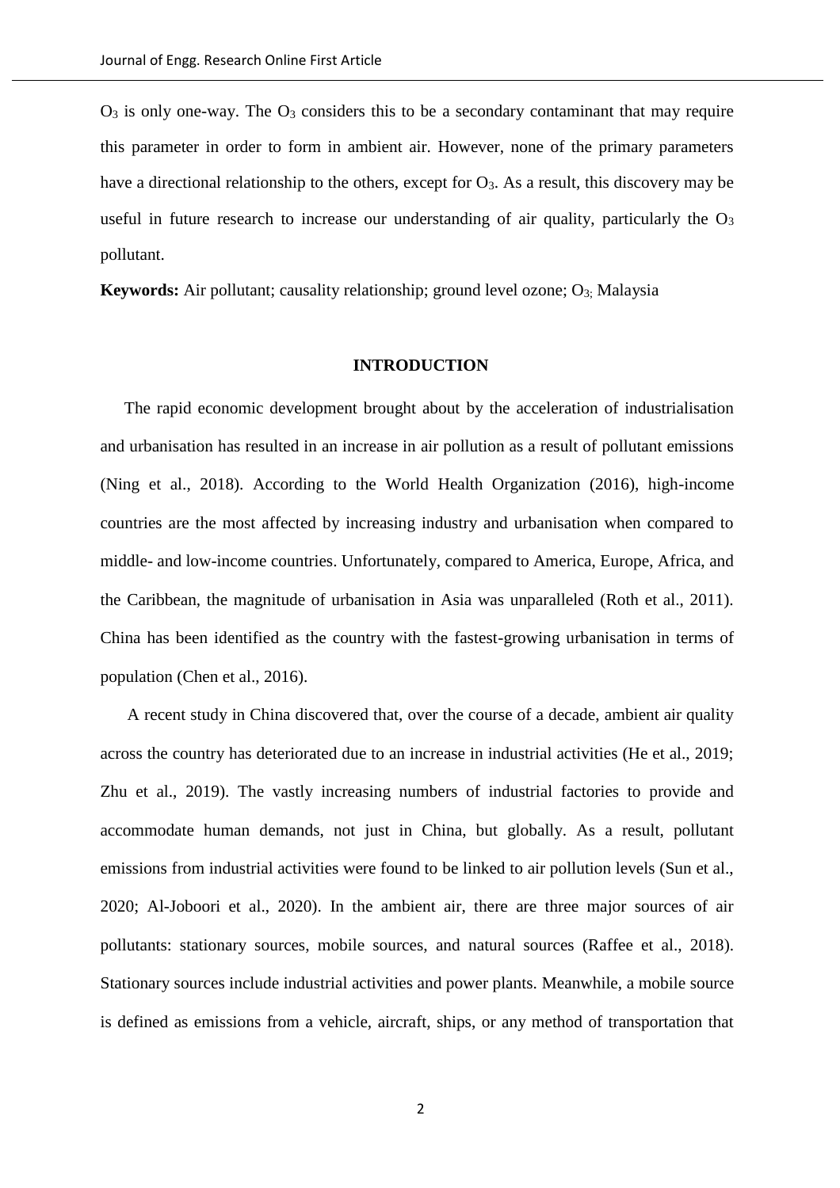$O_3$ is only one-way. The $O_3$ considers this to be a secondary contaminant that may require this parameter in order to form in ambient air. However, none of the primary parameters have a directional relationship to the others, except for $O_3$. As a result, this discovery may be useful in future research to increase our understanding of air quality, particularly the $O_3$ pollutant.

**Keywords:** Air pollutant; causality relationship; ground level ozone; $O_3$; Malaysia

## INTRODUCTION

The rapid economic development brought about by the acceleration of industrialisation and urbanisation has resulted in an increase in air pollution as a result of pollutant emissions (Ning et al., 2018). According to the World Health Organization (2016), high-income countries are the most affected by increasing industry and urbanisation when compared to middle- and low-income countries. Unfortunately, compared to America, Europe, Africa, and the Caribbean, the magnitude of urbanisation in Asia was unparalleled (Roth et al., 2011). China has been identified as the country with the fastest-growing urbanisation in terms of population (Chen et al., 2016).

A recent study in China discovered that, over the course of a decade, ambient air quality across the country has deteriorated due to an increase in industrial activities (He et al., 2019; Zhu et al., 2019). The vastly increasing numbers of industrial factories to provide and accommodate human demands, not just in China, but globally. As a result, pollutant emissions from industrial activities were found to be linked to air pollution levels (Sun et al., 2020; Al-Joboori et al., 2020). In the ambient air, there are three major sources of air pollutants: stationary sources, mobile sources, and natural sources (Raffee et al., 2018). Stationary sources include industrial activities and power plants. Meanwhile, a mobile source is defined as emissions from a vehicle, aircraft, ships, or any method of transportation that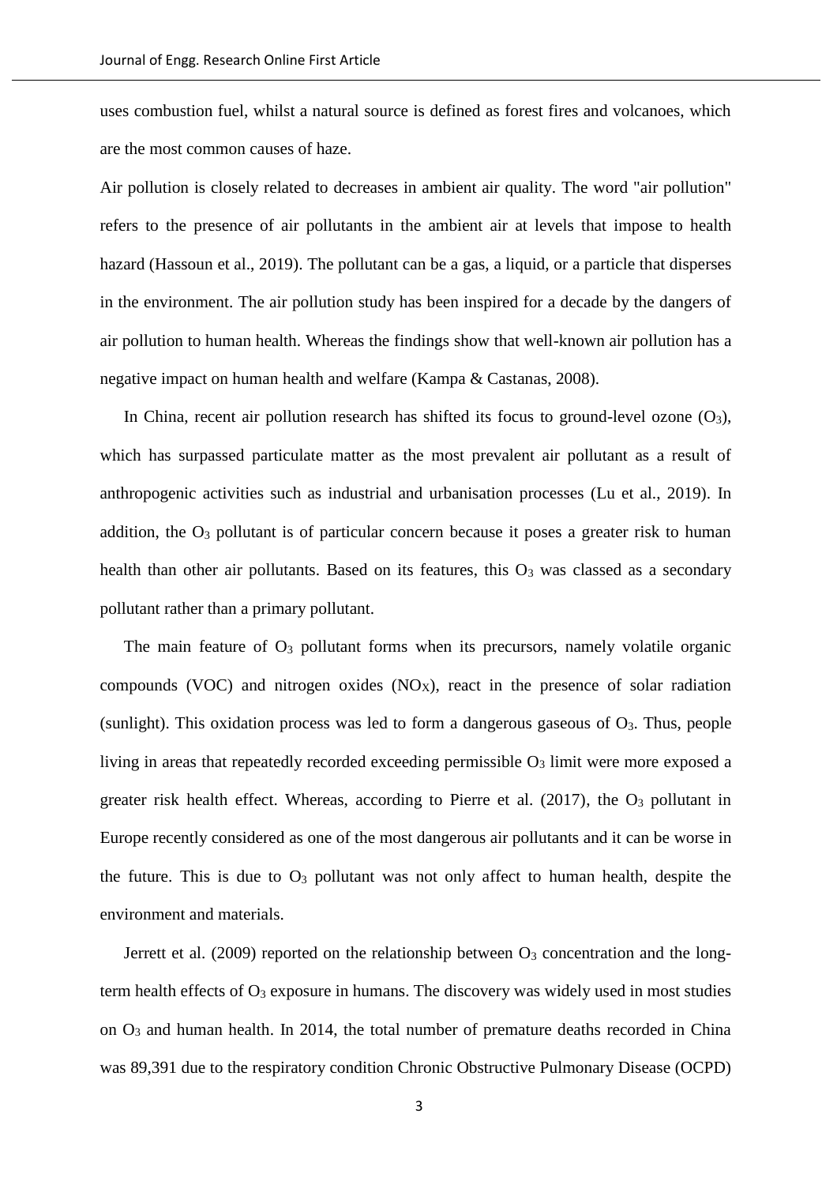uses combustion fuel, whilst a natural source is defined as forest fires and volcanoes, which are the most common causes of haze.

Air pollution is closely related to decreases in ambient air quality. The word "air pollution" refers to the presence of air pollutants in the ambient air at levels that impose to health hazard (Hassoun et al., 2019). The pollutant can be a gas, a liquid, or a particle that disperses in the environment. The air pollution study has been inspired for a decade by the dangers of air pollution to human health. Whereas the findings show that well-known air pollution has a negative impact on human health and welfare (Kampa & Castanas, 2008).

In China, recent air pollution research has shifted its focus to ground-level ozone ($O_3$), which has surpassed particulate matter as the most prevalent air pollutant as a result of anthropogenic activities such as industrial and urbanisation processes (Lu et al., 2019). In addition, the $O_3$ pollutant is of particular concern because it poses a greater risk to human health than other air pollutants. Based on its features, this $O_3$ was classed as a secondary pollutant rather than a primary pollutant.

The main feature of $O_3$ pollutant forms when its precursors, namely volatile organic compounds (VOC) and nitrogen oxides ($NO_X$), react in the presence of solar radiation (sunlight). This oxidation process was led to form a dangerous gaseous of $O_3$. Thus, people living in areas that repeatedly recorded exceeding permissible $O_3$ limit were more exposed a greater risk health effect. Whereas, according to Pierre et al. (2017), the $O_3$ pollutant in Europe recently considered as one of the most dangerous air pollutants and it can be worse in the future. This is due to $O_3$ pollutant was not only affect to human health, despite the environment and materials.

Jerrett et al. (2009) reported on the relationship between $O_3$ concentration and the long-term health effects of $O_3$ exposure in humans. The discovery was widely used in most studies on $O_3$ and human health. In 2014, the total number of premature deaths recorded in China was 89,391 due to the respiratory condition Chronic Obstructive Pulmonary Disease (OCPD)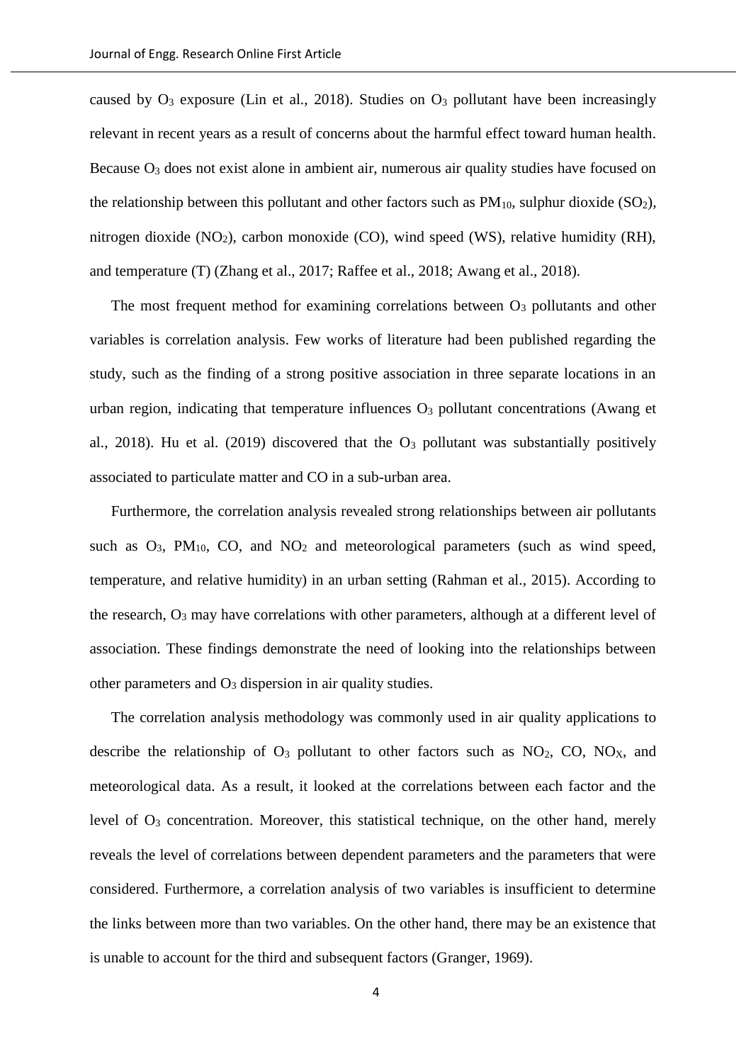caused by $O_3$ exposure (Lin et al., 2018). Studies on $O_3$ pollutant have been increasingly relevant in recent years as a result of concerns about the harmful effect toward human health. Because $O_3$ does not exist alone in ambient air, numerous air quality studies have focused on the relationship between this pollutant and other factors such as $PM_{10}$, sulphur dioxide ($SO_2$), nitrogen dioxide ($NO_2$), carbon monoxide (CO), wind speed (WS), relative humidity (RH), and temperature (T) (Zhang et al., 2017; Raffee et al., 2018; Awang et al., 2018).

The most frequent method for examining correlations between $O_3$ pollutants and other variables is correlation analysis. Few works of literature had been published regarding the study, such as the finding of a strong positive association in three separate locations in an urban region, indicating that temperature influences $O_3$ pollutant concentrations (Awang et al., 2018). Hu et al. (2019) discovered that the $O_3$ pollutant was substantially positively associated to particulate matter and CO in a sub-urban area.

Furthermore, the correlation analysis revealed strong relationships between air pollutants such as $O_3$, $PM_{10}$, CO, and $NO_2$ and meteorological parameters (such as wind speed, temperature, and relative humidity) in an urban setting (Rahman et al., 2015). According to the research, $O_3$ may have correlations with other parameters, although at a different level of association. These findings demonstrate the need of looking into the relationships between other parameters and $O_3$ dispersion in air quality studies.

The correlation analysis methodology was commonly used in air quality applications to describe the relationship of $O_3$ pollutant to other factors such as $NO_2$, CO, $NO_X$, and meteorological data. As a result, it looked at the correlations between each factor and the level of $O_3$ concentration. Moreover, this statistical technique, on the other hand, merely reveals the level of correlations between dependent parameters and the parameters that were considered. Furthermore, a correlation analysis of two variables is insufficient to determine the links between more than two variables. On the other hand, there may be an existence that is unable to account for the third and subsequent factors (Granger, 1969).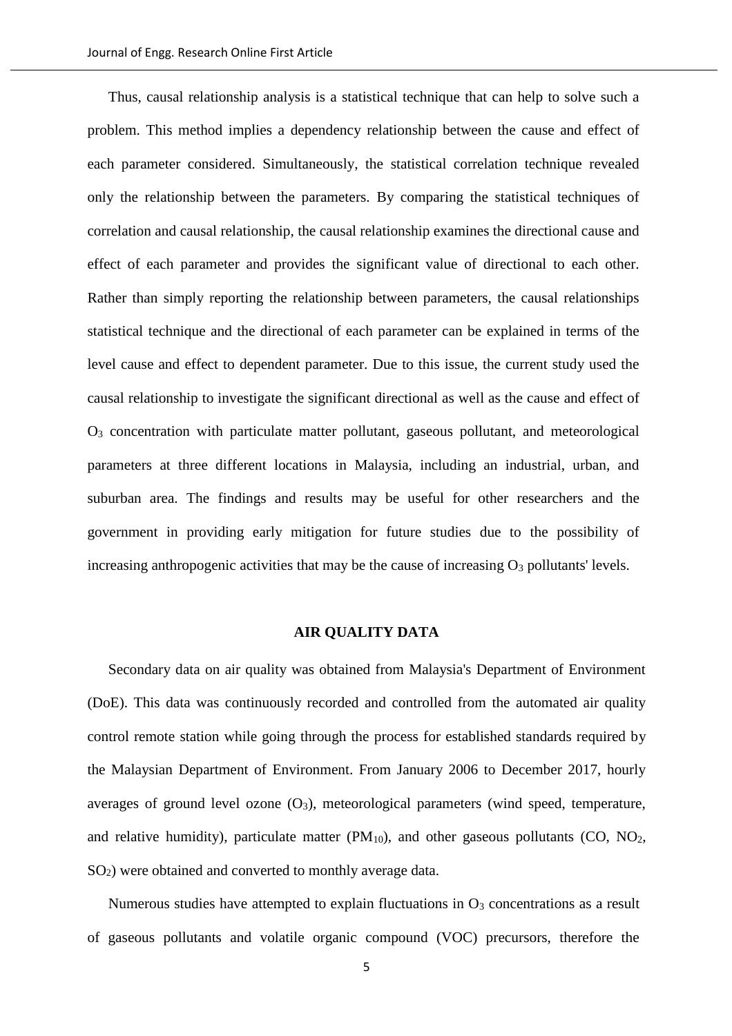Thus, causal relationship analysis is a statistical technique that can help to solve such a problem. This method implies a dependency relationship between the cause and effect of each parameter considered. Simultaneously, the statistical correlation technique revealed only the relationship between the parameters. By comparing the statistical techniques of correlation and causal relationship, the causal relationship examines the directional cause and effect of each parameter and provides the significant value of directional to each other. Rather than simply reporting the relationship between parameters, the causal relationships statistical technique and the directional of each parameter can be explained in terms of the level cause and effect to dependent parameter. Due to this issue, the current study used the causal relationship to investigate the significant directional as well as the cause and effect of $O_3$ concentration with particulate matter pollutant, gaseous pollutant, and meteorological parameters at three different locations in Malaysia, including an industrial, urban, and suburban area. The findings and results may be useful for other researchers and the government in providing early mitigation for future studies due to the possibility of increasing anthropogenic activities that may be the cause of increasing $O_3$ pollutants' levels.

## AIR QUALITY DATA

Secondary data on air quality was obtained from Malaysia's Department of Environment (DoE). This data was continuously recorded and controlled from the automated air quality control remote station while going through the process for established standards required by the Malaysian Department of Environment. From January 2006 to December 2017, hourly averages of ground level ozone ($O_3$), meteorological parameters (wind speed, temperature, and relative humidity), particulate matter ($PM_{10}$), and other gaseous pollutants (CO, $NO_2$, $SO_2$) were obtained and converted to monthly average data.

Numerous studies have attempted to explain fluctuations in $O_3$ concentrations as a result of gaseous pollutants and volatile organic compound (VOC) precursors, therefore the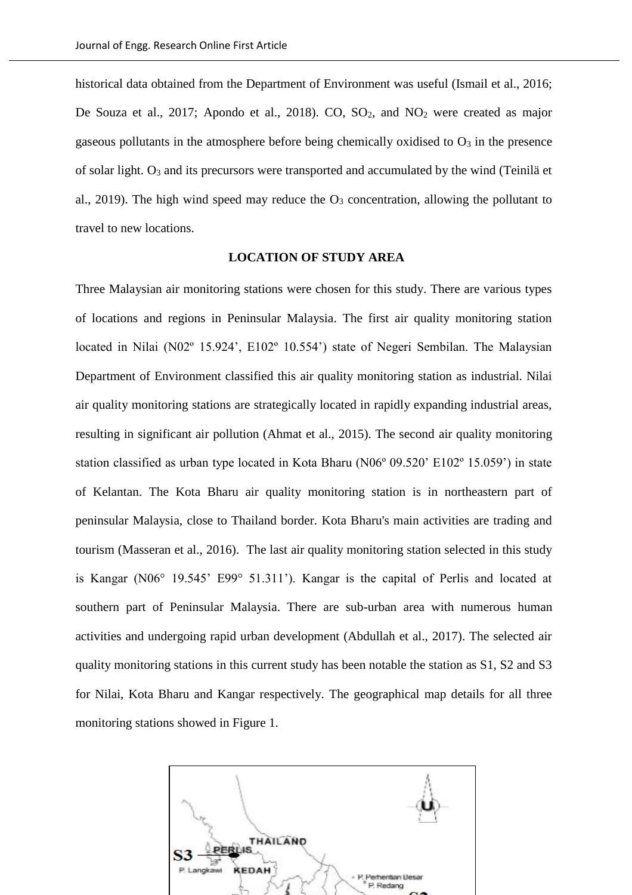historical data obtained from the Department of Environment was useful (Ismail et al., 2016; De Souza et al., 2017; Apondo et al., 2018). CO, $SO_2$, and $NO_2$ were created as major gaseous pollutants in the atmosphere before being chemically oxidised to $O_3$ in the presence of solar light. $O_3$ and its precursors were transported and accumulated by the wind (Teinilä et al., 2019). The high wind speed may reduce the $O_3$ concentration, allowing the pollutant to travel to new locations.

## LOCATION OF STUDY AREA

Three Malaysian air monitoring stations were chosen for this study. There are various types of locations and regions in Peninsular Malaysia. The first air quality monitoring station located in Nilai (N02º 15.924', E102º 10.554') state of Negeri Sembilan. The Malaysian Department of Environment classified this air quality monitoring station as industrial. Nilai air quality monitoring stations are strategically located in rapidly expanding industrial areas, resulting in significant air pollution (Ahmat et al., 2015). The second air quality monitoring station classified as urban type located in Kota Bharu (N06º 09.520' E102º 15.059') in state of Kelantan. The Kota Bharu air quality monitoring station is in northeastern part of peninsular Malaysia, close to Thailand border. Kota Bharu's main activities are trading and tourism (Masseran et al., 2016). The last air quality monitoring station selected in this study is Kangar (N06° 19.545' E99° 51.311'). Kangar is the capital of Perlis and located at southern part of Peninsular Malaysia. There are sub-urban area with numerous human activities and undergoing rapid urban development (Abdullah et al., 2017). The selected air quality monitoring stations in this current study has been notable the station as S1, S2 and S3 for Nilai, Kota Bharu and Kangar respectively. The geographical map details for all three monitoring stations showed in Figure 1.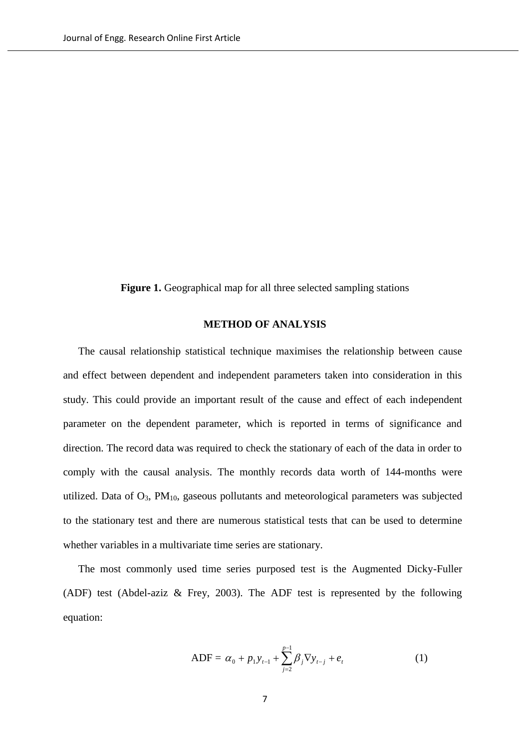**Figure 1.** Geographical map for all three selected sampling stations

## METHOD OF ANALYSIS

The causal relationship statistical technique maximises the relationship between cause and effect between dependent and independent parameters taken into consideration in this study. This could provide an important result of the cause and effect of each independent parameter on the dependent parameter, which is reported in terms of significance and direction. The record data was required to check the stationary of each of the data in order to comply with the causal analysis. The monthly records data worth of 144-months were utilized. Data of $O_3$, $PM_{10}$, gaseous pollutants and meteorological parameters was subjected to the stationary test and there are numerous statistical tests that can be used to determine whether variables in a multivariate time series are stationary.

The most commonly used time series purposed test is the Augmented Dicky-Fuller (ADF) test (Abdel-aziz & Frey, 2003). The ADF test is represented by the following equation:

$$\text{ADF} = \alpha_0 + p_1 y_{t-1} + \sum_{j=2}^{p-1} \beta_j \nabla y_{t-j} + e_t \tag{1}$$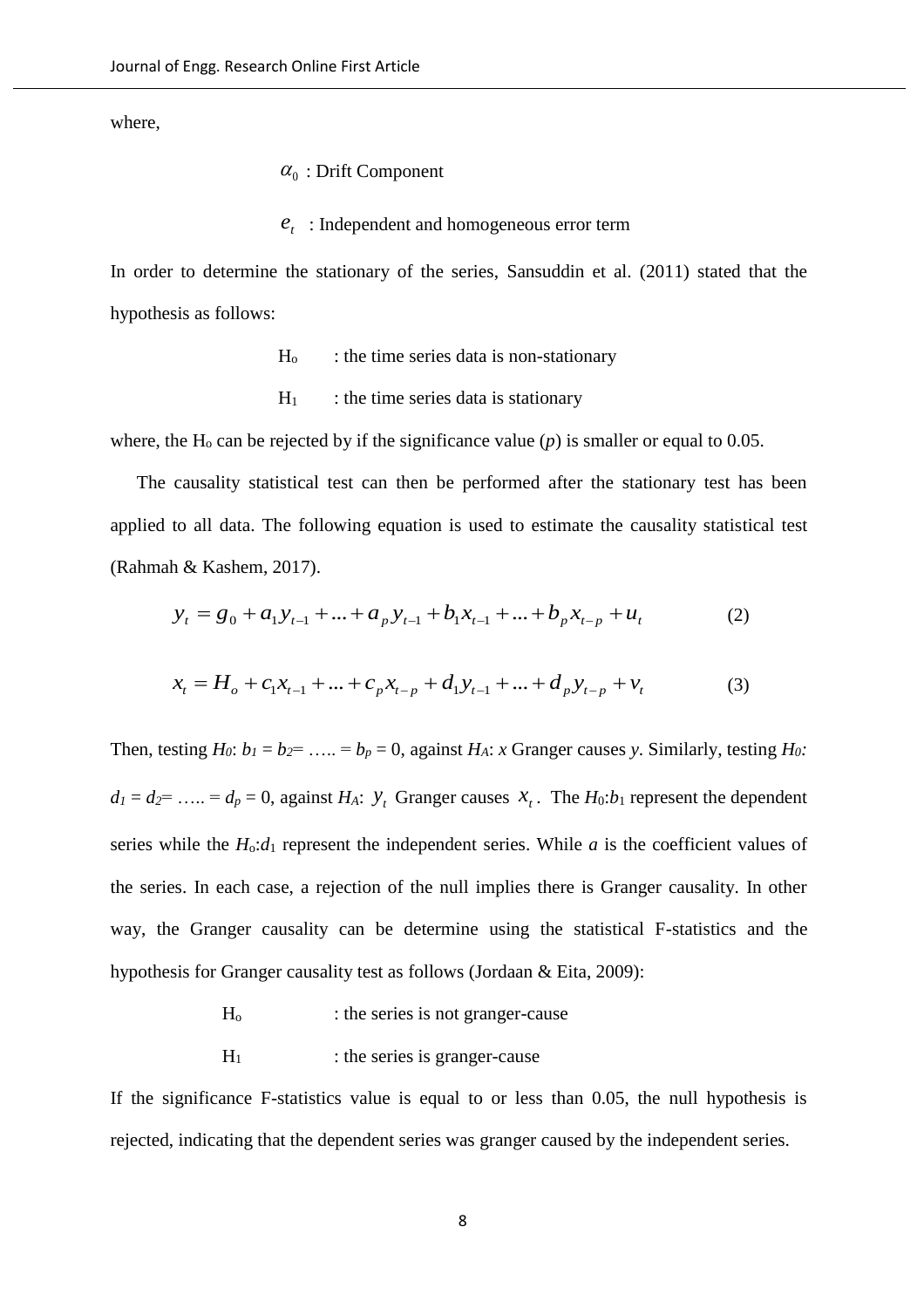where,

$\alpha_0$ : Drift Component

$e_t$ : Independent and homogeneous error term

In order to determine the stationary of the series, Sansuddin et al. (2011) stated that the hypothesis as follows:

$H_o$ : the time series data is non-stationary

$H_1$ : the time series data is stationary

where, the $H_o$ can be rejected by if the significance value ($p$) is smaller or equal to 0.05.

The causality statistical test can then be performed after the stationary test has been applied to all data. The following equation is used to estimate the causality statistical test (Rahmah & Kashem, 2017).

$$y_t = g_0 + a_1 y_{t-1} + ... + a_p y_{t-1} + b_1 x_{t-1} + ... + b_p x_{t-p} + u_t \tag{2}$$

$$x_t = H_o + c_1 x_{t-1} + ... + c_p x_{t-p} + d_1 y_{t-1} + ... + d_p y_{t-p} + v_t \tag{3}$$

Then, testing $H_0$: $b_1 = b_2 = ….. = b_p = 0$, against $H_A$: $x$ Granger causes $y$. Similarly, testing $H_0$: $d_1 = d_2 = ….. = d_p = 0$, against $H_A$: $y_t$ Granger causes $x_t$. The $H_0$:$b_1$ represent the dependent series while the $H_o$:$d_1$ represent the independent series. While $a$ is the coefficient values of the series. In each case, a rejection of the null implies there is Granger causality. In other way, the Granger causality can be determine using the statistical F-statistics and the hypothesis for Granger causality test as follows (Jordaan & Eita, 2009):

$H_o$ : the series is not granger-cause

$H_1$ : the series is granger-cause

If the significance F-statistics value is equal to or less than 0.05, the null hypothesis is rejected, indicating that the dependent series was granger caused by the independent series.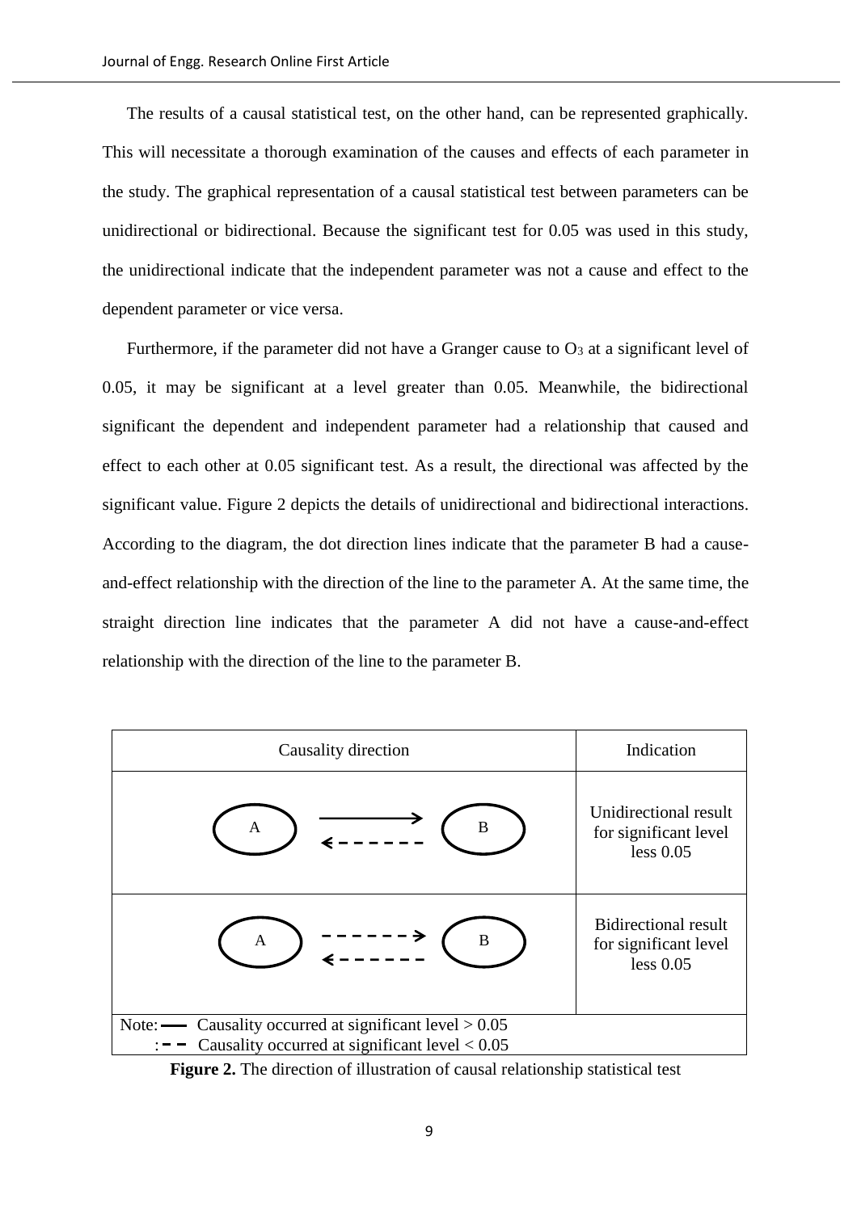The results of a causal statistical test, on the other hand, can be represented graphically. This will necessitate a thorough examination of the causes and effects of each parameter in the study. The graphical representation of a causal statistical test between parameters can be unidirectional or bidirectional. Because the significant test for 0.05 was used in this study, the unidirectional indicate that the independent parameter was not a cause and effect to the dependent parameter or vice versa.

Furthermore, if the parameter did not have a Granger cause to $O_3$ at a significant level of 0.05, it may be significant at a level greater than 0.05. Meanwhile, the bidirectional significant the dependent and independent parameter had a relationship that caused and effect to each other at 0.05 significant test. As a result, the directional was affected by the significant value. Figure 2 depicts the details of unidirectional and bidirectional interactions. According to the diagram, the dot direction lines indicate that the parameter B had a cause-and-effect relationship with the direction of the line to the parameter A. At the same time, the straight direction line indicates that the parameter A did not have a cause-and-effect relationship with the direction of the line to the parameter B.

| Causality direction | Indication |
|---|---|
| A ——→ B (solid); A ←- - - B (dashed) | Unidirectional result for significant level less 0.05 |
| A - - -→ B (dashed); A ←- - - B (dashed) | Bidirectional result for significant level less 0.05 |

Note: —— Causality occurred at significant level > 0.05
: - - Causality occurred at significant level < 0.05

**Figure 2.** The direction of illustration of causal relationship statistical test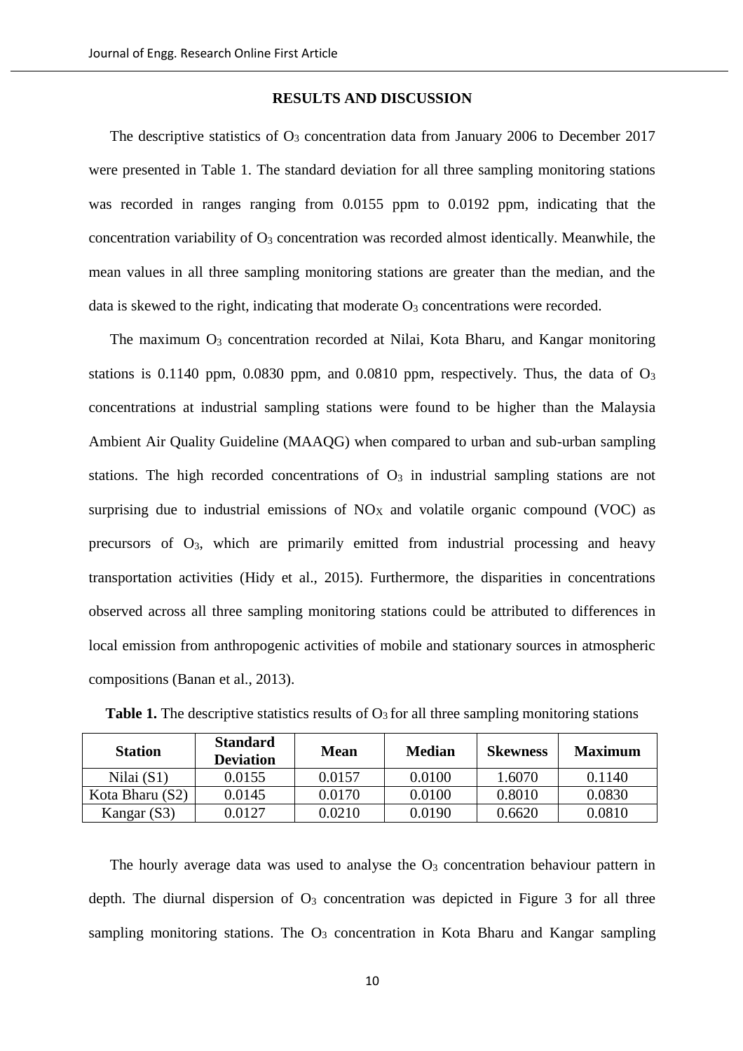## RESULTS AND DISCUSSION

The descriptive statistics of $O_3$ concentration data from January 2006 to December 2017 were presented in Table 1. The standard deviation for all three sampling monitoring stations was recorded in ranges ranging from 0.0155 ppm to 0.0192 ppm, indicating that the concentration variability of $O_3$ concentration was recorded almost identically. Meanwhile, the mean values in all three sampling monitoring stations are greater than the median, and the data is skewed to the right, indicating that moderate $O_3$ concentrations were recorded.

The maximum $O_3$ concentration recorded at Nilai, Kota Bharu, and Kangar monitoring stations is 0.1140 ppm, 0.0830 ppm, and 0.0810 ppm, respectively. Thus, the data of $O_3$ concentrations at industrial sampling stations were found to be higher than the Malaysia Ambient Air Quality Guideline (MAAQG) when compared to urban and sub-urban sampling stations. The high recorded concentrations of $O_3$ in industrial sampling stations are not surprising due to industrial emissions of $NO_X$ and volatile organic compound (VOC) as precursors of $O_3$, which are primarily emitted from industrial processing and heavy transportation activities (Hidy et al., 2015). Furthermore, the disparities in concentrations observed across all three sampling monitoring stations could be attributed to differences in local emission from anthropogenic activities of mobile and stationary sources in atmospheric compositions (Banan et al., 2013).

**Table 1.** The descriptive statistics results of $O_3$ for all three sampling monitoring stations

| Station | Standard Deviation | Mean | Median | Skewness | Maximum |
|---|---|---|---|---|---|
| Nilai (S1) | 0.0155 | 0.0157 | 0.0100 | 1.6070 | 0.1140 |
| Kota Bharu (S2) | 0.0145 | 0.0170 | 0.0100 | 0.8010 | 0.0830 |
| Kangar (S3) | 0.0127 | 0.0210 | 0.0190 | 0.6620 | 0.0810 |

The hourly average data was used to analyse the $O_3$ concentration behaviour pattern in depth. The diurnal dispersion of $O_3$ concentration was depicted in Figure 3 for all three sampling monitoring stations. The $O_3$ concentration in Kota Bharu and Kangar sampling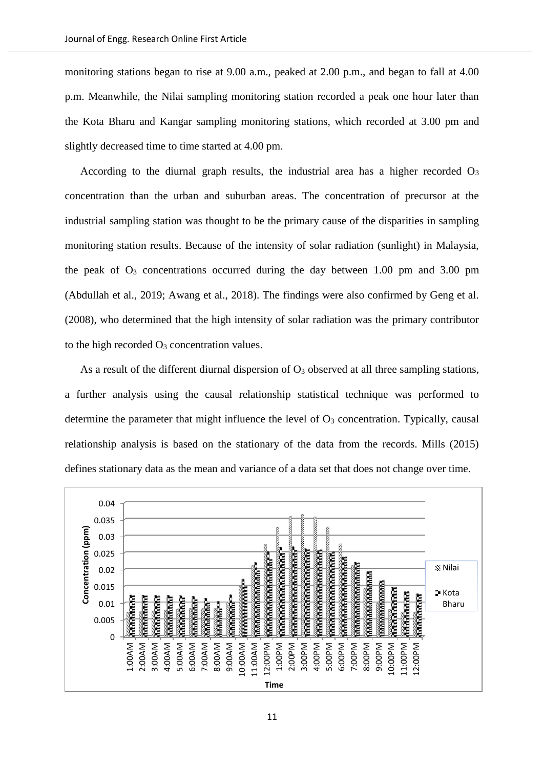monitoring stations began to rise at 9.00 a.m., peaked at 2.00 p.m., and began to fall at 4.00 p.m. Meanwhile, the Nilai sampling monitoring station recorded a peak one hour later than the Kota Bharu and Kangar sampling monitoring stations, which recorded at 3.00 pm and slightly decreased time to time started at 4.00 pm.

According to the diurnal graph results, the industrial area has a higher recorded $O_3$ concentration than the urban and suburban areas. The concentration of precursor at the industrial sampling station was thought to be the primary cause of the disparities in sampling monitoring station results. Because of the intensity of solar radiation (sunlight) in Malaysia, the peak of $O_3$ concentrations occurred during the day between 1.00 pm and 3.00 pm (Abdullah et al., 2019; Awang et al., 2018). The findings were also confirmed by Geng et al. (2008), who determined that the high intensity of solar radiation was the primary contributor to the high recorded $O_3$ concentration values.

As a result of the different diurnal dispersion of $O_3$ observed at all three sampling stations, a further analysis using the causal relationship statistical technique was performed to determine the parameter that might influence the level of $O_3$ concentration. Typically, causal relationship analysis is based on the stationary of the data from the records. Mills (2015) defines stationary data as the mean and variance of a data set that does not change over time.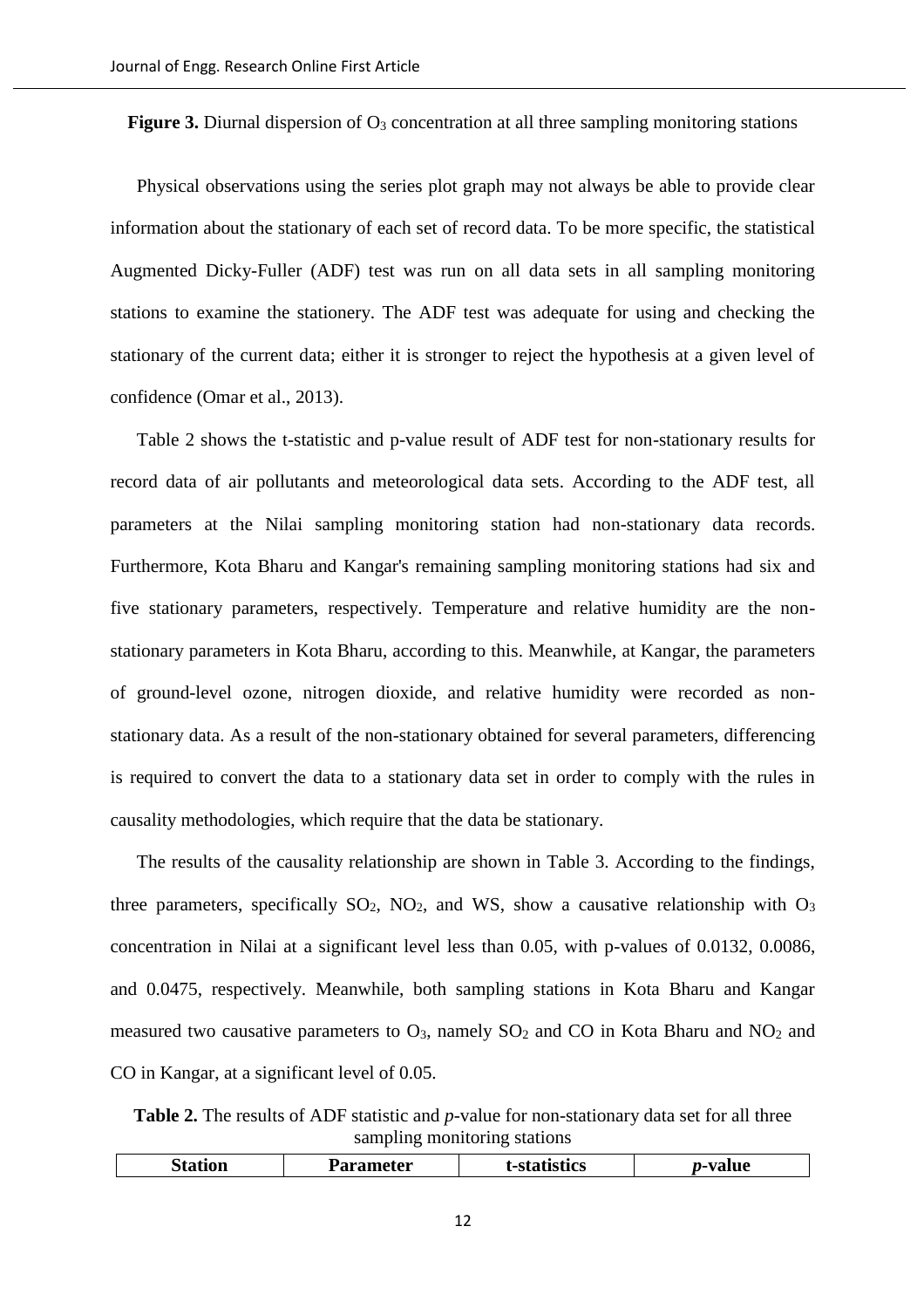**Figure 3.** Diurnal dispersion of $O_3$ concentration at all three sampling monitoring stations

Physical observations using the series plot graph may not always be able to provide clear information about the stationary of each set of record data. To be more specific, the statistical Augmented Dicky-Fuller (ADF) test was run on all data sets in all sampling monitoring stations to examine the stationery. The ADF test was adequate for using and checking the stationary of the current data; either it is stronger to reject the hypothesis at a given level of confidence (Omar et al., 2013).

Table 2 shows the t-statistic and p-value result of ADF test for non-stationary results for record data of air pollutants and meteorological data sets. According to the ADF test, all parameters at the Nilai sampling monitoring station had non-stationary data records. Furthermore, Kota Bharu and Kangar's remaining sampling monitoring stations had six and five stationary parameters, respectively. Temperature and relative humidity are the non-stationary parameters in Kota Bharu, according to this. Meanwhile, at Kangar, the parameters of ground-level ozone, nitrogen dioxide, and relative humidity were recorded as non-stationary data. As a result of the non-stationary obtained for several parameters, differencing is required to convert the data to a stationary data set in order to comply with the rules in causality methodologies, which require that the data be stationary.

The results of the causality relationship are shown in Table 3. According to the findings, three parameters, specifically $SO_2$, $NO_2$, and WS, show a causative relationship with $O_3$ concentration in Nilai at a significant level less than 0.05, with p-values of 0.0132, 0.0086, and 0.0475, respectively. Meanwhile, both sampling stations in Kota Bharu and Kangar measured two causative parameters to $O_3$, namely $SO_2$ and CO in Kota Bharu and $NO_2$ and CO in Kangar, at a significant level of 0.05.

**Table 2.** The results of ADF statistic and *p*-value for non-stationary data set for all three sampling monitoring stations

| Station | Parameter | t-statistics | *p*-value |
| --- | --- | --- | --- |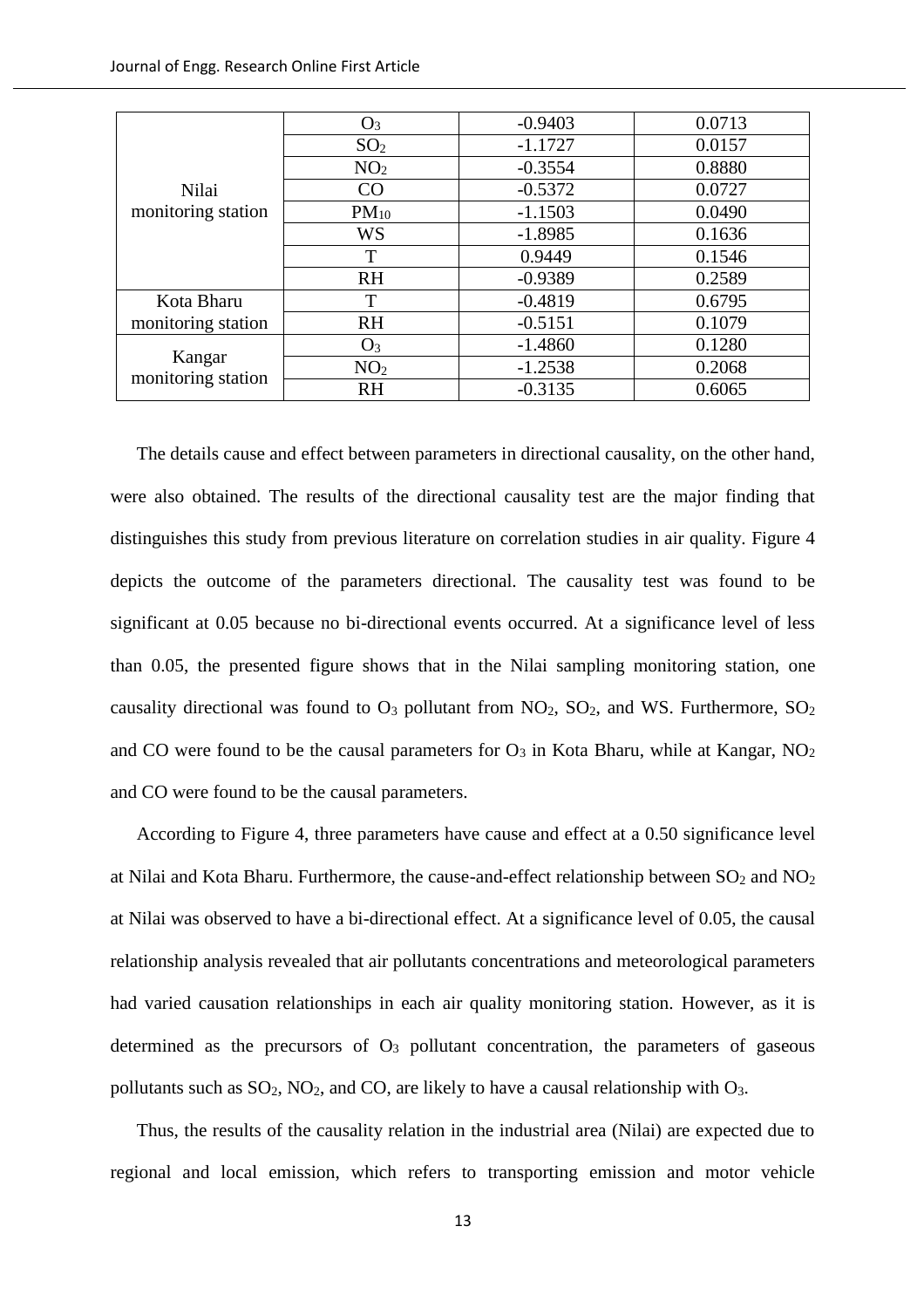| | | | |
|---|---|---|---|
| Nilai monitoring station | $O_3$ | -0.9403 | 0.0713 |
| | $SO_2$ | -1.1727 | 0.0157 |
| | $NO_2$ | -0.3554 | 0.8880 |
| | CO | -0.5372 | 0.0727 |
| | $PM_{10}$ | -1.1503 | 0.0490 |
| | WS | -1.8985 | 0.1636 |
| | T | 0.9449 | 0.1546 |
| | RH | -0.9389 | 0.2589 |
| Kota Bharu monitoring station | T | -0.4819 | 0.6795 |
| | RH | -0.5151 | 0.1079 |
| Kangar monitoring station | $O_3$ | -1.4860 | 0.1280 |
| | $NO_2$ | -1.2538 | 0.2068 |
| | RH | -0.3135 | 0.6065 |

The details cause and effect between parameters in directional causality, on the other hand, were also obtained. The results of the directional causality test are the major finding that distinguishes this study from previous literature on correlation studies in air quality. Figure 4 depicts the outcome of the parameters directional. The causality test was found to be significant at 0.05 because no bi-directional events occurred. At a significance level of less than 0.05, the presented figure shows that in the Nilai sampling monitoring station, one causality directional was found to $O_3$ pollutant from $NO_2$, $SO_2$, and WS. Furthermore, $SO_2$ and CO were found to be the causal parameters for $O_3$ in Kota Bharu, while at Kangar, $NO_2$ and CO were found to be the causal parameters.

According to Figure 4, three parameters have cause and effect at a 0.50 significance level at Nilai and Kota Bharu. Furthermore, the cause-and-effect relationship between $SO_2$ and $NO_2$ at Nilai was observed to have a bi-directional effect. At a significance level of 0.05, the causal relationship analysis revealed that air pollutants concentrations and meteorological parameters had varied causation relationships in each air quality monitoring station. However, as it is determined as the precursors of $O_3$ pollutant concentration, the parameters of gaseous pollutants such as $SO_2$, $NO_2$, and CO, are likely to have a causal relationship with $O_3$.

Thus, the results of the causality relation in the industrial area (Nilai) are expected due to regional and local emission, which refers to transporting emission and motor vehicle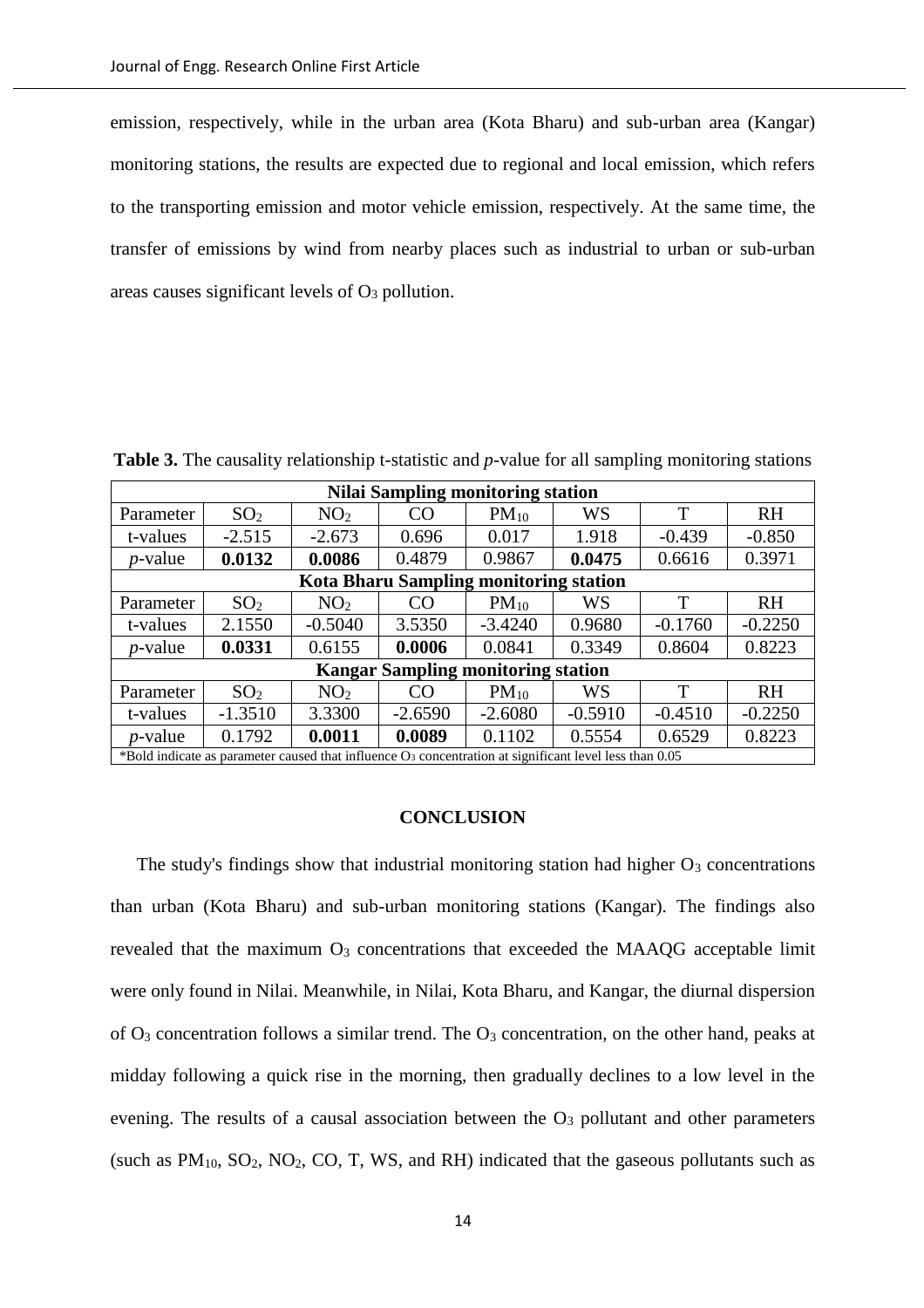emission, respectively, while in the urban area (Kota Bharu) and sub-urban area (Kangar) monitoring stations, the results are expected due to regional and local emission, which refers to the transporting emission and motor vehicle emission, respectively. At the same time, the transfer of emissions by wind from nearby places such as industrial to urban or sub-urban areas causes significant levels of $O_3$ pollution.

**Table 3.** The causality relationship t-statistic and *p*-value for all sampling monitoring stations

| **Nilai Sampling monitoring station** | | | | | | | |
|---|---|---|---|---|---|---|---|
| Parameter | $SO_2$ | $NO_2$ | CO | $PM_{10}$ | WS | T | RH |
| t-values | -2.515 | -2.673 | 0.696 | 0.017 | 1.918 | -0.439 | -0.850 |
| *p*-value | **0.0132** | **0.0086** | 0.4879 | 0.9867 | **0.0475** | 0.6616 | 0.3971 |
| **Kota Bharu Sampling monitoring station** | | | | | | | |
| Parameter | $SO_2$ | $NO_2$ | CO | $PM_{10}$ | WS | T | RH |
| t-values | 2.1550 | -0.5040 | 3.5350 | -3.4240 | 0.9680 | -0.1760 | -0.2250 |
| *p*-value | **0.0331** | 0.6155 | **0.0006** | 0.0841 | 0.3349 | 0.8604 | 0.8223 |
| **Kangar Sampling monitoring station** | | | | | | | |
| Parameter | $SO_2$ | $NO_2$ | CO | $PM_{10}$ | WS | T | RH |
| t-values | -1.3510 | 3.3300 | -2.6590 | -2.6080 | -0.5910 | -0.4510 | -0.2250 |
| *p*-value | 0.1792 | **0.0011** | **0.0089** | 0.1102 | 0.5554 | 0.6529 | 0.8223 |

*Bold indicate as parameter caused that influence $O_3$ concentration at significant level less than 0.05

## CONCLUSION

The study's findings show that industrial monitoring station had higher $O_3$ concentrations than urban (Kota Bharu) and sub-urban monitoring stations (Kangar). The findings also revealed that the maximum $O_3$ concentrations that exceeded the MAAQG acceptable limit were only found in Nilai. Meanwhile, in Nilai, Kota Bharu, and Kangar, the diurnal dispersion of $O_3$ concentration follows a similar trend. The $O_3$ concentration, on the other hand, peaks at midday following a quick rise in the morning, then gradually declines to a low level in the evening. The results of a causal association between the $O_3$ pollutant and other parameters (such as $PM_{10}$, $SO_2$, $NO_2$, CO, T, WS, and RH) indicated that the gaseous pollutants such as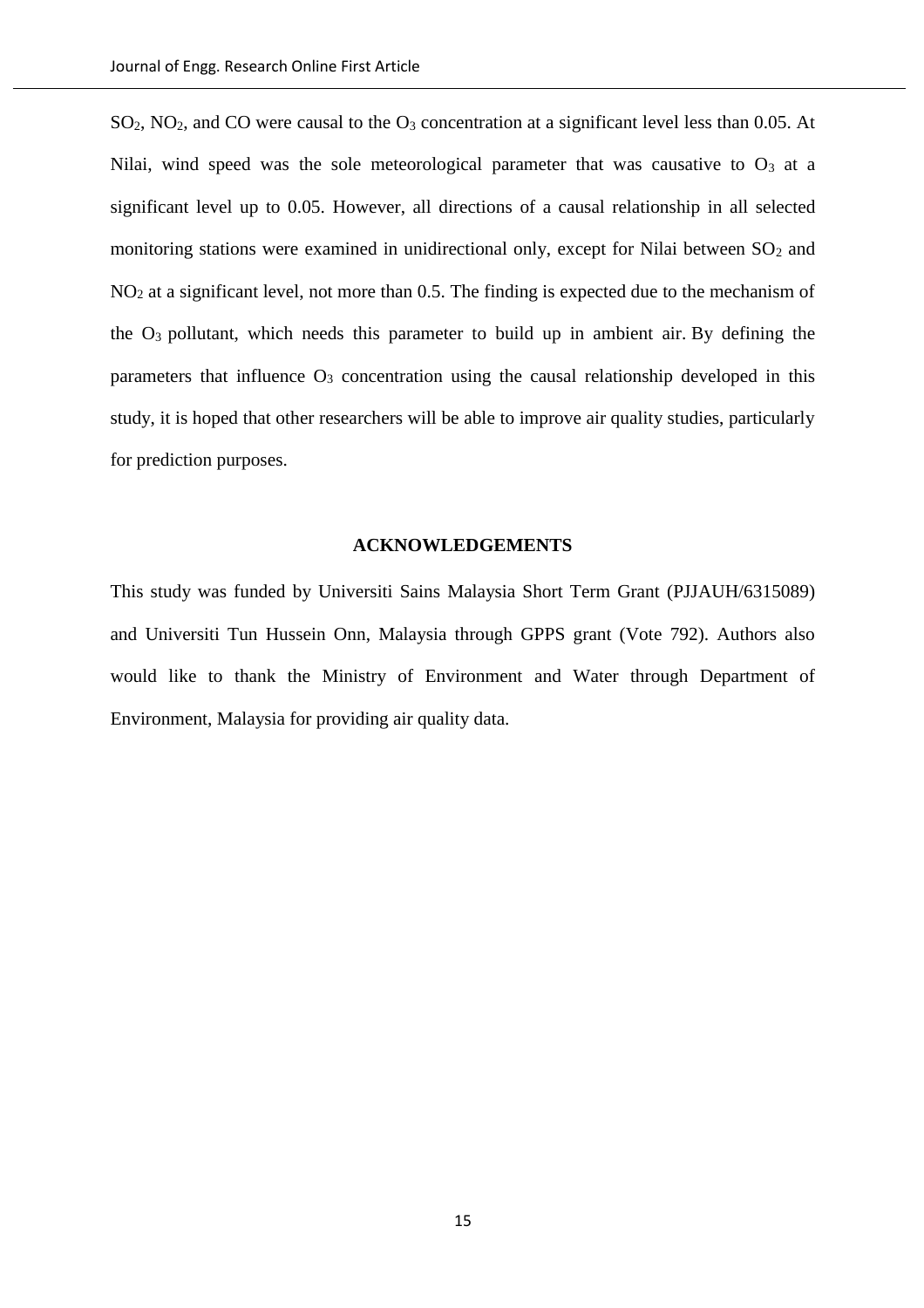$SO_2$, $NO_2$, and CO were causal to the $O_3$ concentration at a significant level less than 0.05. At Nilai, wind speed was the sole meteorological parameter that was causative to $O_3$ at a significant level up to 0.05. However, all directions of a causal relationship in all selected monitoring stations were examined in unidirectional only, except for Nilai between $SO_2$ and $NO_2$ at a significant level, not more than 0.5. The finding is expected due to the mechanism of the $O_3$ pollutant, which needs this parameter to build up in ambient air. By defining the parameters that influence $O_3$ concentration using the causal relationship developed in this study, it is hoped that other researchers will be able to improve air quality studies, particularly for prediction purposes.

## ACKNOWLEDGEMENTS

This study was funded by Universiti Sains Malaysia Short Term Grant (PJJAUH/6315089) and Universiti Tun Hussein Onn, Malaysia through GPPS grant (Vote 792). Authors also would like to thank the Ministry of Environment and Water through Department of Environment, Malaysia for providing air quality data.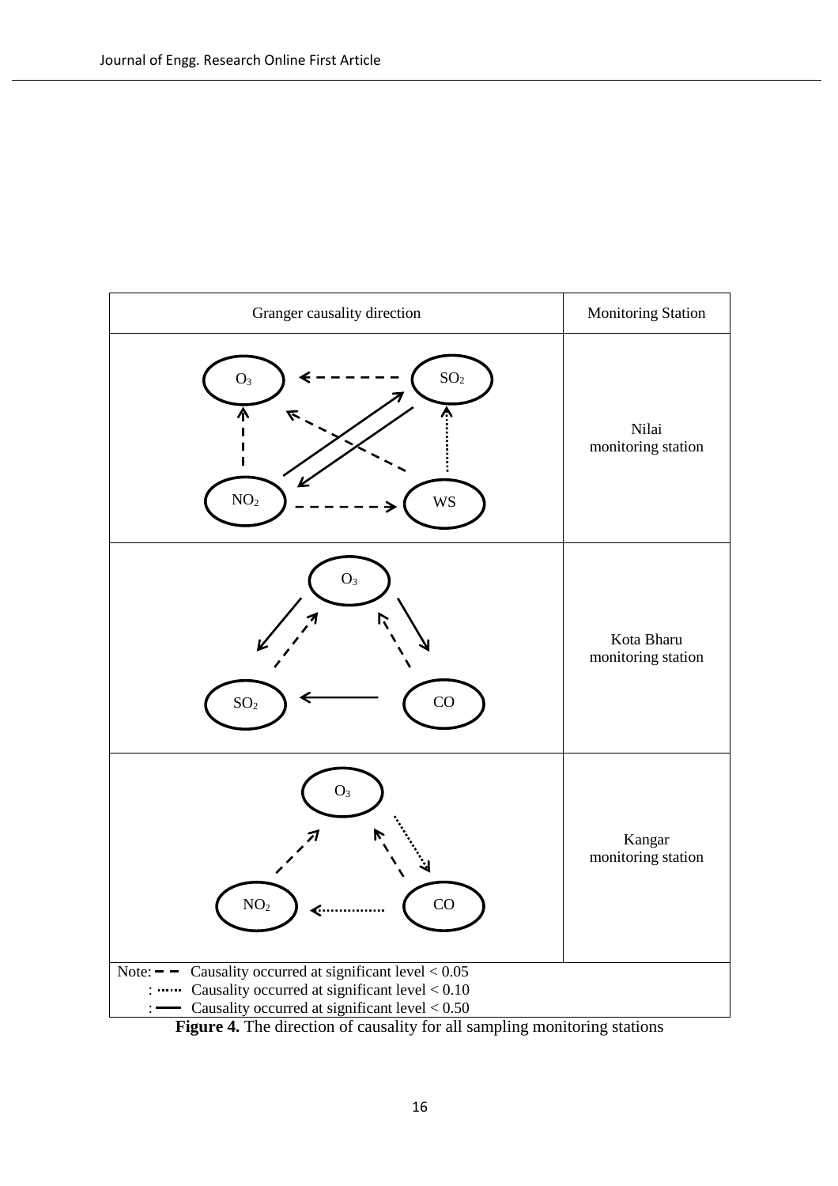| Granger causality direction | Monitoring Station |
| --- | --- |
| | Nilai monitoring station |
| | Kota Bharu monitoring station |
| | Kangar monitoring station |

Note: – – Causality occurred at significant level < 0.05
: ······ Causality occurred at significant level < 0.10
: —— Causality occurred at significant level < 0.50

**Figure 4.** The direction of causality for all sampling monitoring stations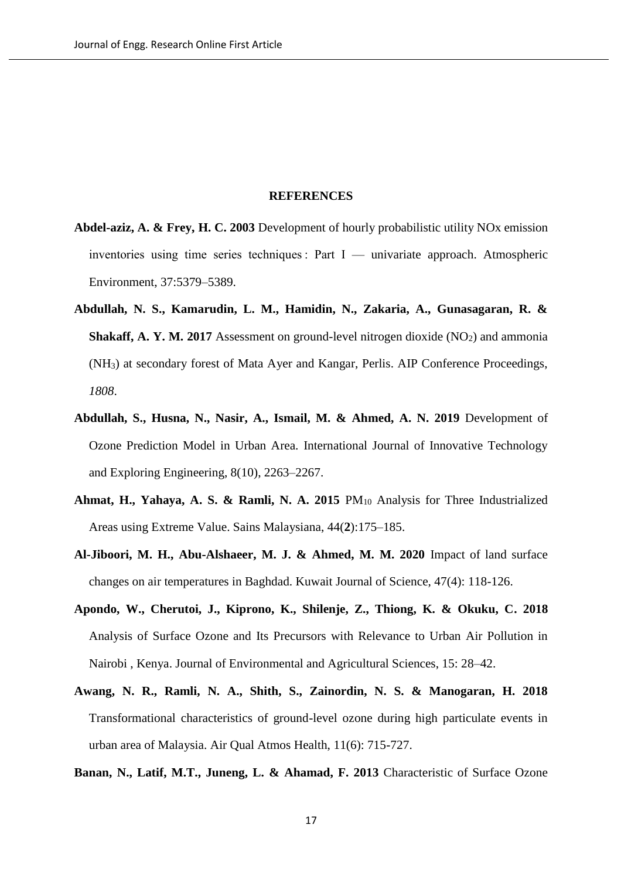## REFERENCES

**Abdel-aziz, A. & Frey, H. C. 2003** Development of hourly probabilistic utility NOx emission inventories using time series techniques : Part I — univariate approach. Atmospheric Environment, 37:5379–5389.

**Abdullah, N. S., Kamarudin, L. M., Hamidin, N., Zakaria, A., Gunasagaran, R. & Shakaff, A. Y. M. 2017** Assessment on ground-level nitrogen dioxide ($NO_2$) and ammonia ($NH_3$) at secondary forest of Mata Ayer and Kangar, Perlis. AIP Conference Proceedings, *1808*.

**Abdullah, S., Husna, N., Nasir, A., Ismail, M. & Ahmed, A. N. 2019** Development of Ozone Prediction Model in Urban Area. International Journal of Innovative Technology and Exploring Engineering, 8(10), 2263–2267.

**Ahmat, H., Yahaya, A. S. & Ramli, N. A. 2015** $PM_{10}$ Analysis for Three Industrialized Areas using Extreme Value. Sains Malaysiana, 44(**2**):175–185.

**Al-Jiboori, M. H., Abu-Alshaeer, M. J. & Ahmed, M. M. 2020** Impact of land surface changes on air temperatures in Baghdad. Kuwait Journal of Science, 47(4): 118-126.

**Apondo, W., Cherutoi, J., Kiprono, K., Shilenje, Z., Thiong, K. & Okuku, C. 2018** Analysis of Surface Ozone and Its Precursors with Relevance to Urban Air Pollution in Nairobi , Kenya. Journal of Environmental and Agricultural Sciences, 15: 28–42.

**Awang, N. R., Ramli, N. A., Shith, S., Zainordin, N. S. & Manogaran, H. 2018** Transformational characteristics of ground-level ozone during high particulate events in urban area of Malaysia. Air Qual Atmos Health, 11(6): 715-727.

**Banan, N., Latif, M.T., Juneng, L. & Ahamad, F. 2013** Characteristic of Surface Ozone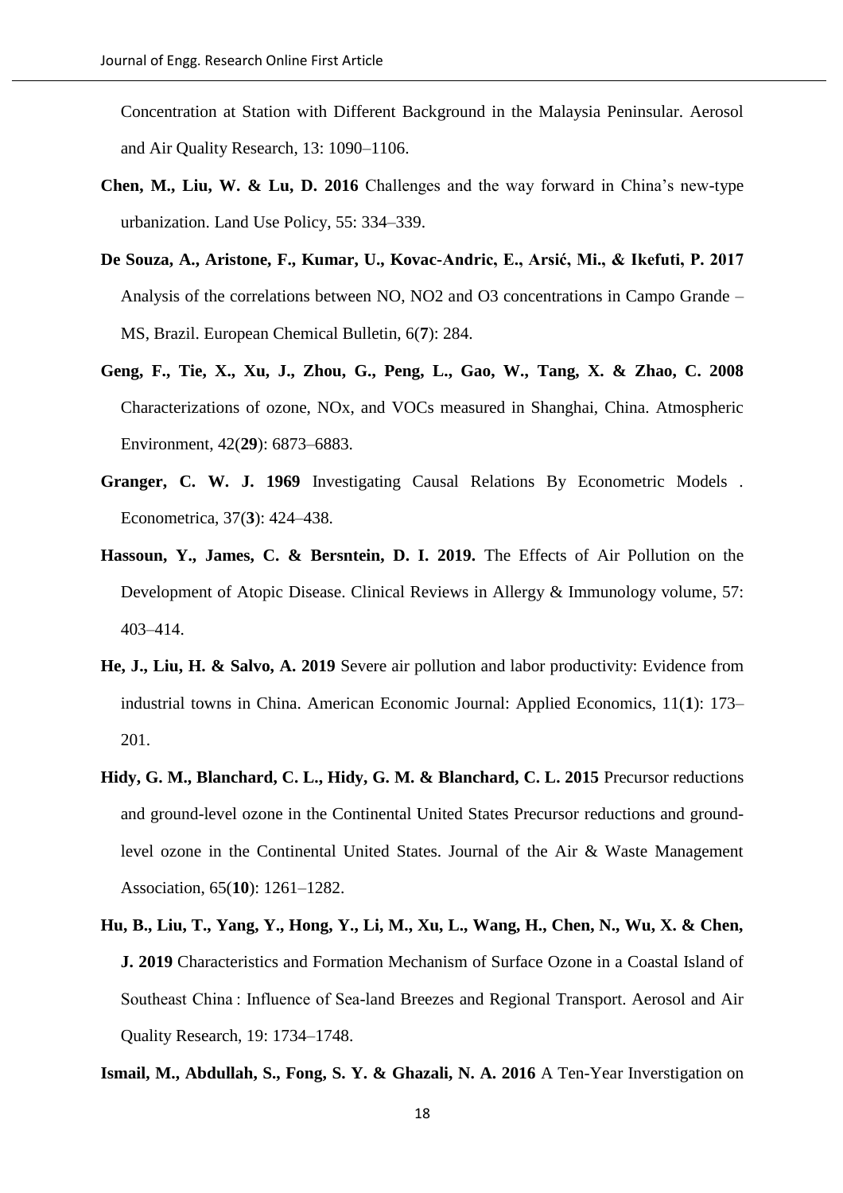Concentration at Station with Different Background in the Malaysia Peninsular. Aerosol and Air Quality Research, 13: 1090–1106.

**Chen, M., Liu, W. & Lu, D. 2016** Challenges and the way forward in China's new-type urbanization. Land Use Policy, 55: 334–339.

**De Souza, A., Aristone, F., Kumar, U., Kovac-Andric, E., Arsić, Mi., & Ikefuti, P. 2017** Analysis of the correlations between NO, NO2 and O3 concentrations in Campo Grande – MS, Brazil. European Chemical Bulletin, 6(**7**): 284.

**Geng, F., Tie, X., Xu, J., Zhou, G., Peng, L., Gao, W., Tang, X. & Zhao, C. 2008** Characterizations of ozone, NOx, and VOCs measured in Shanghai, China. Atmospheric Environment, 42(**29**): 6873–6883.

**Granger, C. W. J. 1969** Investigating Causal Relations By Econometric Models . Econometrica, 37(**3**): 424–438.

**Hassoun, Y., James, C. & Bersntein, D. I. 2019.** The Effects of Air Pollution on the Development of Atopic Disease. Clinical Reviews in Allergy & Immunology volume, 57: 403–414.

**He, J., Liu, H. & Salvo, A. 2019** Severe air pollution and labor productivity: Evidence from industrial towns in China. American Economic Journal: Applied Economics, 11(**1**): 173–201.

**Hidy, G. M., Blanchard, C. L., Hidy, G. M. & Blanchard, C. L. 2015** Precursor reductions and ground-level ozone in the Continental United States Precursor reductions and ground-level ozone in the Continental United States. Journal of the Air & Waste Management Association, 65(**10**): 1261–1282.

**Hu, B., Liu, T., Yang, Y., Hong, Y., Li, M., Xu, L., Wang, H., Chen, N., Wu, X. & Chen, J. 2019** Characteristics and Formation Mechanism of Surface Ozone in a Coastal Island of Southeast China : Influence of Sea-land Breezes and Regional Transport. Aerosol and Air Quality Research, 19: 1734–1748.

**Ismail, M., Abdullah, S., Fong, S. Y. & Ghazali, N. A. 2016** A Ten-Year Inverstigation on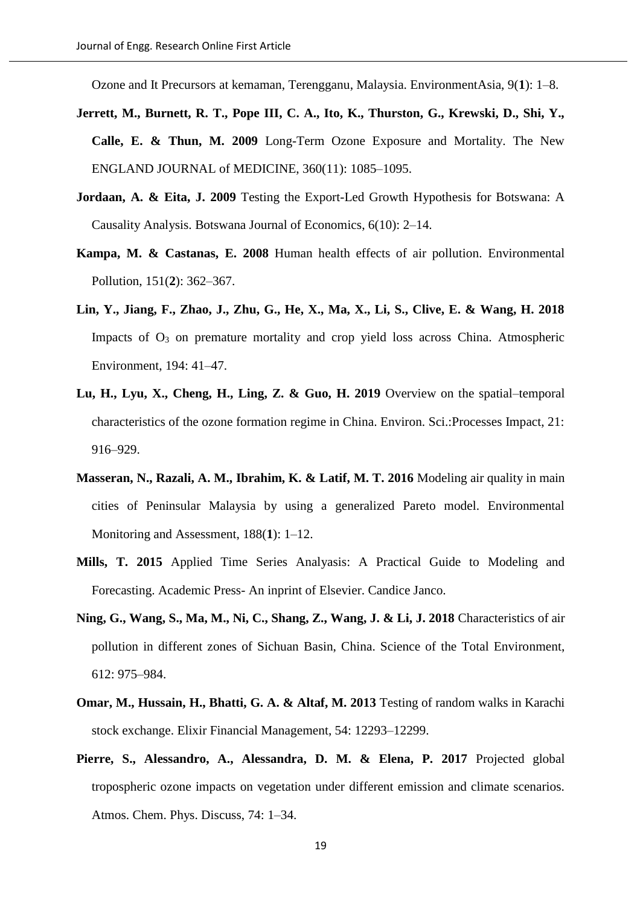Ozone and It Precursors at kemaman, Terengganu, Malaysia. EnvironmentAsia, 9(**1**): 1–8.

**Jerrett, M., Burnett, R. T., Pope III, C. A., Ito, K., Thurston, G., Krewski, D., Shi, Y., Calle, E. & Thun, M. 2009** Long-Term Ozone Exposure and Mortality. The New ENGLAND JOURNAL of MEDICINE, 360(11): 1085–1095.

**Jordaan, A. & Eita, J. 2009** Testing the Export-Led Growth Hypothesis for Botswana: A Causality Analysis. Botswana Journal of Economics, 6(10): 2–14.

**Kampa, M. & Castanas, E. 2008** Human health effects of air pollution. Environmental Pollution, 151(**2**): 362–367.

**Lin, Y., Jiang, F., Zhao, J., Zhu, G., He, X., Ma, X., Li, S., Clive, E. & Wang, H. 2018** Impacts of $O_3$ on premature mortality and crop yield loss across China. Atmospheric Environment, 194: 41–47.

**Lu, H., Lyu, X., Cheng, H., Ling, Z. & Guo, H. 2019** Overview on the spatial–temporal characteristics of the ozone formation regime in China. Environ. Sci.:Processes Impact, 21: 916–929.

**Masseran, N., Razali, A. M., Ibrahim, K. & Latif, M. T. 2016** Modeling air quality in main cities of Peninsular Malaysia by using a generalized Pareto model. Environmental Monitoring and Assessment, 188(**1**): 1–12.

**Mills, T. 2015** Applied Time Series Analyasis: A Practical Guide to Modeling and Forecasting. Academic Press- An inprint of Elsevier. Candice Janco.

**Ning, G., Wang, S., Ma, M., Ni, C., Shang, Z., Wang, J. & Li, J. 2018** Characteristics of air pollution in different zones of Sichuan Basin, China. Science of the Total Environment, 612: 975–984.

**Omar, M., Hussain, H., Bhatti, G. A. & Altaf, M. 2013** Testing of random walks in Karachi stock exchange. Elixir Financial Management, 54: 12293–12299.

**Pierre, S., Alessandro, A., Alessandra, D. M. & Elena, P. 2017** Projected global tropospheric ozone impacts on vegetation under different emission and climate scenarios. Atmos. Chem. Phys. Discuss, 74: 1–34.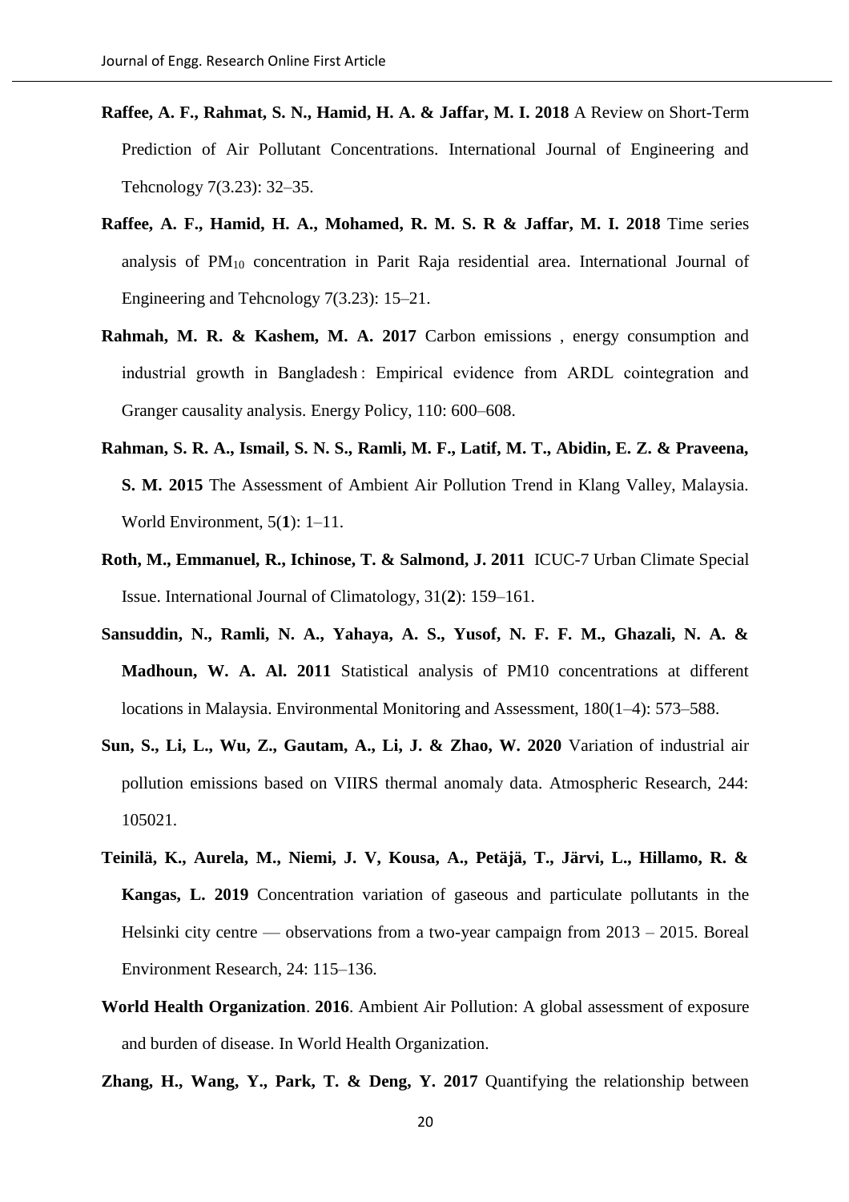**Raffee, A. F., Rahmat, S. N., Hamid, H. A. & Jaffar, M. I. 2018** A Review on Short-Term Prediction of Air Pollutant Concentrations. International Journal of Engineering and Tehcnology 7(3.23): 32–35.

**Raffee, A. F., Hamid, H. A., Mohamed, R. M. S. R & Jaffar, M. I. 2018** Time series analysis of $PM_{10}$ concentration in Parit Raja residential area. International Journal of Engineering and Tehcnology 7(3.23): 15–21.

**Rahmah, M. R. & Kashem, M. A. 2017** Carbon emissions , energy consumption and industrial growth in Bangladesh : Empirical evidence from ARDL cointegration and Granger causality analysis. Energy Policy, 110: 600–608.

**Rahman, S. R. A., Ismail, S. N. S., Ramli, M. F., Latif, M. T., Abidin, E. Z. & Praveena, S. M. 2015** The Assessment of Ambient Air Pollution Trend in Klang Valley, Malaysia. World Environment, 5(**1**): 1–11.

**Roth, M., Emmanuel, R., Ichinose, T. & Salmond, J. 2011** ICUC-7 Urban Climate Special Issue. International Journal of Climatology, 31(**2**): 159–161.

**Sansuddin, N., Ramli, N. A., Yahaya, A. S., Yusof, N. F. F. M., Ghazali, N. A. & Madhoun, W. A. Al. 2011** Statistical analysis of PM10 concentrations at different locations in Malaysia. Environmental Monitoring and Assessment, 180(1–4): 573–588.

**Sun, S., Li, L., Wu, Z., Gautam, A., Li, J. & Zhao, W. 2020** Variation of industrial air pollution emissions based on VIIRS thermal anomaly data. Atmospheric Research, 244: 105021.

**Teinilä, K., Aurela, M., Niemi, J. V, Kousa, A., Petäjä, T., Järvi, L., Hillamo, R. & Kangas, L. 2019** Concentration variation of gaseous and particulate pollutants in the Helsinki city centre — observations from a two-year campaign from 2013 – 2015. Boreal Environment Research, 24: 115–136.

**World Health Organization**. **2016**. Ambient Air Pollution: A global assessment of exposure and burden of disease. In World Health Organization.

**Zhang, H., Wang, Y., Park, T. & Deng, Y. 2017** Quantifying the relationship between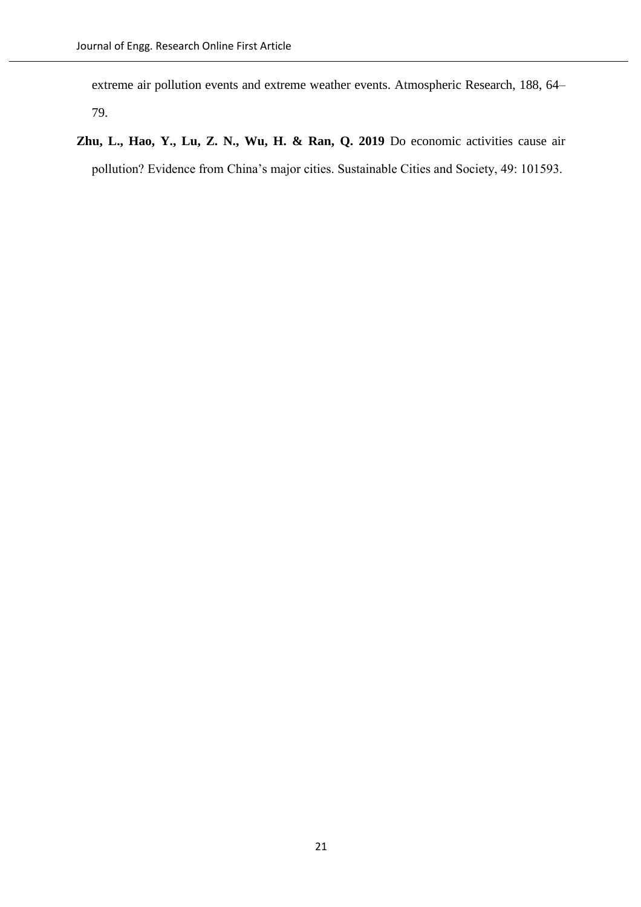extreme air pollution events and extreme weather events. Atmospheric Research, 188, 64–79.

**Zhu, L., Hao, Y., Lu, Z. N., Wu, H. & Ran, Q. 2019** Do economic activities cause air pollution? Evidence from China's major cities. Sustainable Cities and Society, 49: 101593.